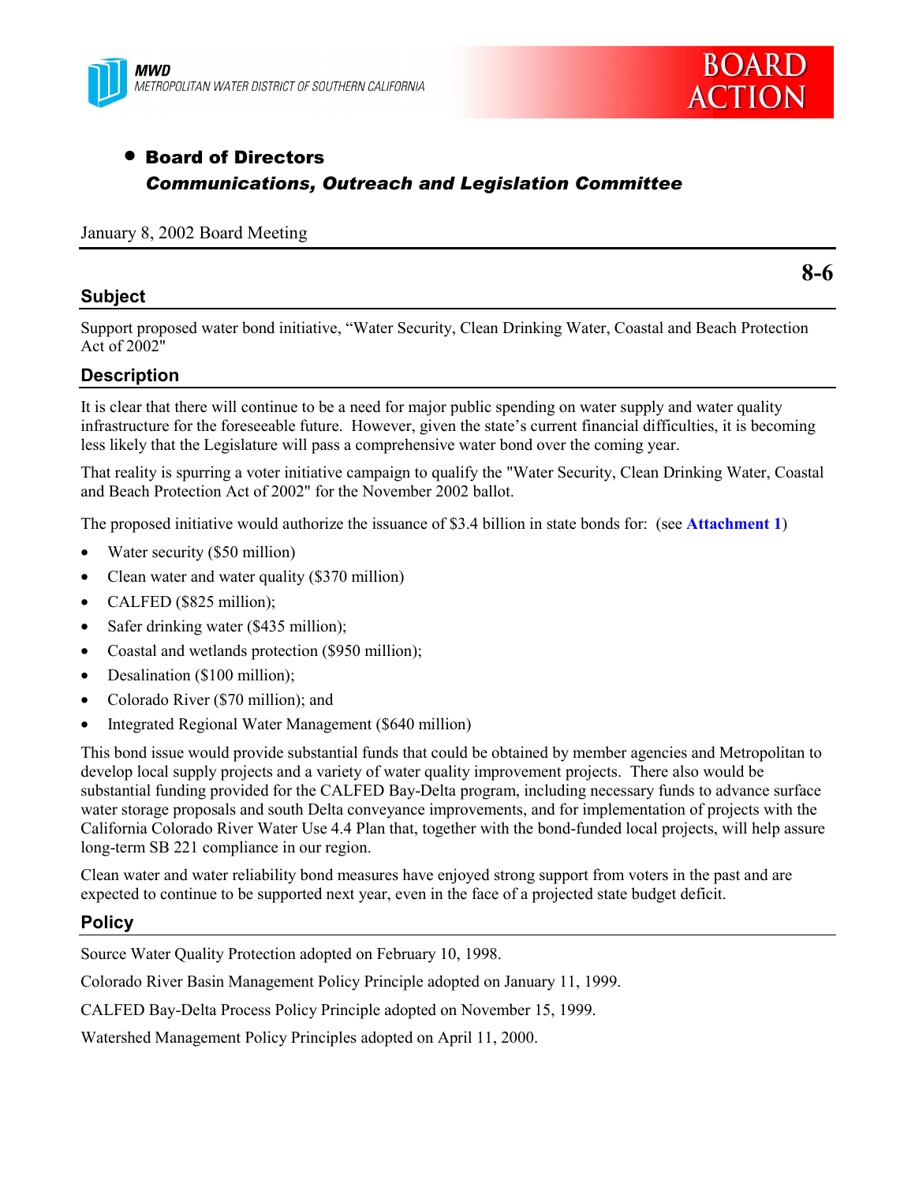MWD
METROPOLITAN WATER DISTRICT OF SOUTHERN CALIFORNIA

BOARD ACTION

- **Board of Directors**
  ***Communications, Outreach and Legislation Committee***

January 8, 2002 Board Meeting

**8-6**

## Subject

Support proposed water bond initiative, "Water Security, Clean Drinking Water, Coastal and Beach Protection Act of 2002"

## Description

It is clear that there will continue to be a need for major public spending on water supply and water quality infrastructure for the foreseeable future. However, given the state's current financial difficulties, it is becoming less likely that the Legislature will pass a comprehensive water bond over the coming year.

That reality is spurring a voter initiative campaign to qualify the "Water Security, Clean Drinking Water, Coastal and Beach Protection Act of 2002" for the November 2002 ballot.

The proposed initiative would authorize the issuance of $3.4 billion in state bonds for: (see **Attachment 1**)

- Water security ($50 million)
- Clean water and water quality ($370 million)
- CALFED ($825 million);
- Safer drinking water ($435 million);
- Coastal and wetlands protection ($950 million);
- Desalination ($100 million);
- Colorado River ($70 million); and
- Integrated Regional Water Management ($640 million)

This bond issue would provide substantial funds that could be obtained by member agencies and Metropolitan to develop local supply projects and a variety of water quality improvement projects. There also would be substantial funding provided for the CALFED Bay-Delta program, including necessary funds to advance surface water storage proposals and south Delta conveyance improvements, and for implementation of projects with the California Colorado River Water Use 4.4 Plan that, together with the bond-funded local projects, will help assure long-term SB 221 compliance in our region.

Clean water and water reliability bond measures have enjoyed strong support from voters in the past and are expected to continue to be supported next year, even in the face of a projected state budget deficit.

## Policy

Source Water Quality Protection adopted on February 10, 1998.

Colorado River Basin Management Policy Principle adopted on January 11, 1999.

CALFED Bay-Delta Process Policy Principle adopted on November 15, 1999.

Watershed Management Policy Principles adopted on April 11, 2000.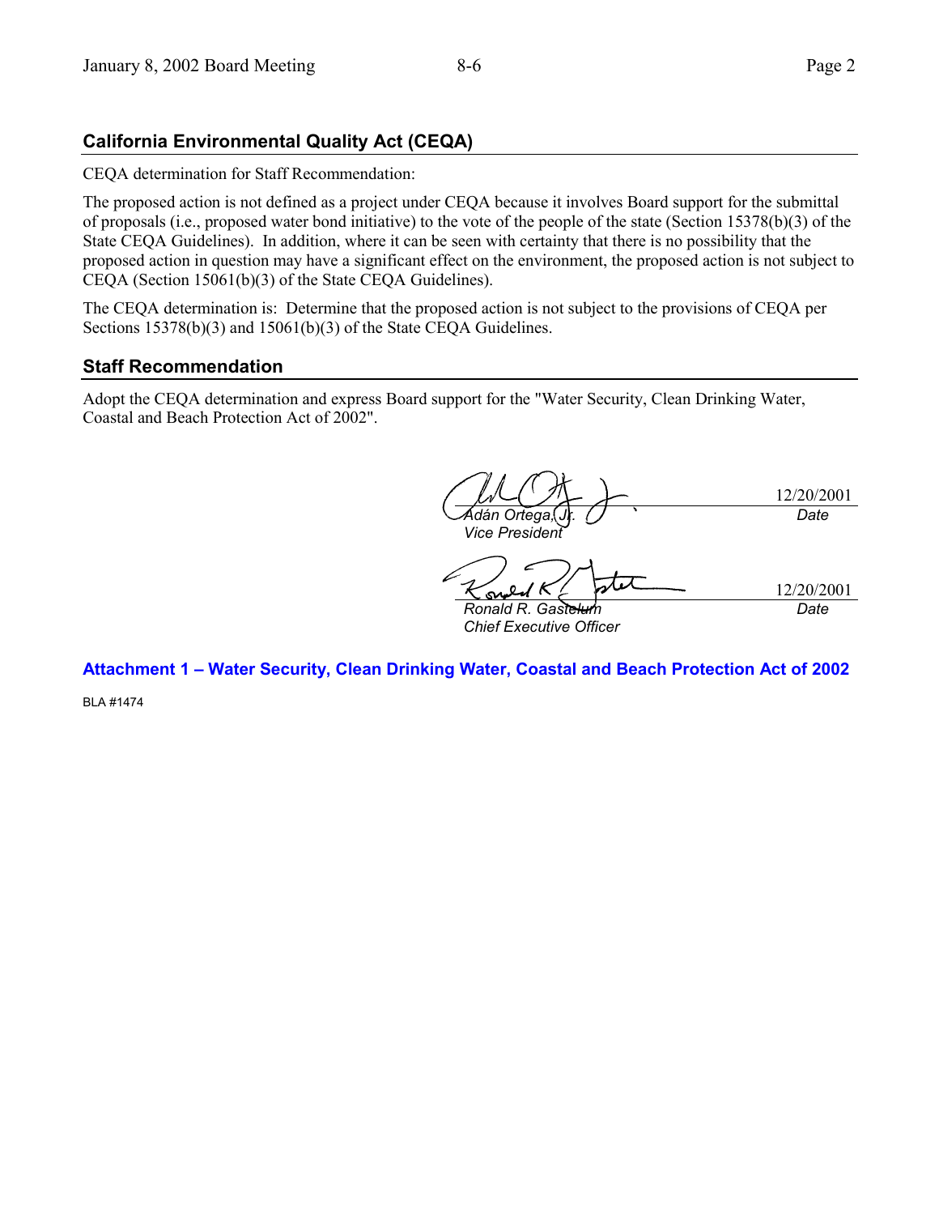## California Environmental Quality Act (CEQA)

CEQA determination for Staff Recommendation:

The proposed action is not defined as a project under CEQA because it involves Board support for the submittal of proposals (i.e., proposed water bond initiative) to the vote of the people of the state (Section 15378(b)(3) of the State CEQA Guidelines). In addition, where it can be seen with certainty that there is no possibility that the proposed action in question may have a significant effect on the environment, the proposed action is not subject to CEQA (Section 15061(b)(3) of the State CEQA Guidelines).

The CEQA determination is: Determine that the proposed action is not subject to the provisions of CEQA per Sections 15378(b)(3) and 15061(b)(3) of the State CEQA Guidelines.

## Staff Recommendation

Adopt the CEQA determination and express Board support for the "Water Security, Clean Drinking Water, Coastal and Beach Protection Act of 2002".

*Adán Ortega, Jr.*
*Vice President*
12/20/2001
*Date*

*Ronald R. Gastelum*
*Chief Executive Officer*
12/20/2001
*Date*

**Attachment 1 – Water Security, Clean Drinking Water, Coastal and Beach Protection Act of 2002**

BLA #1474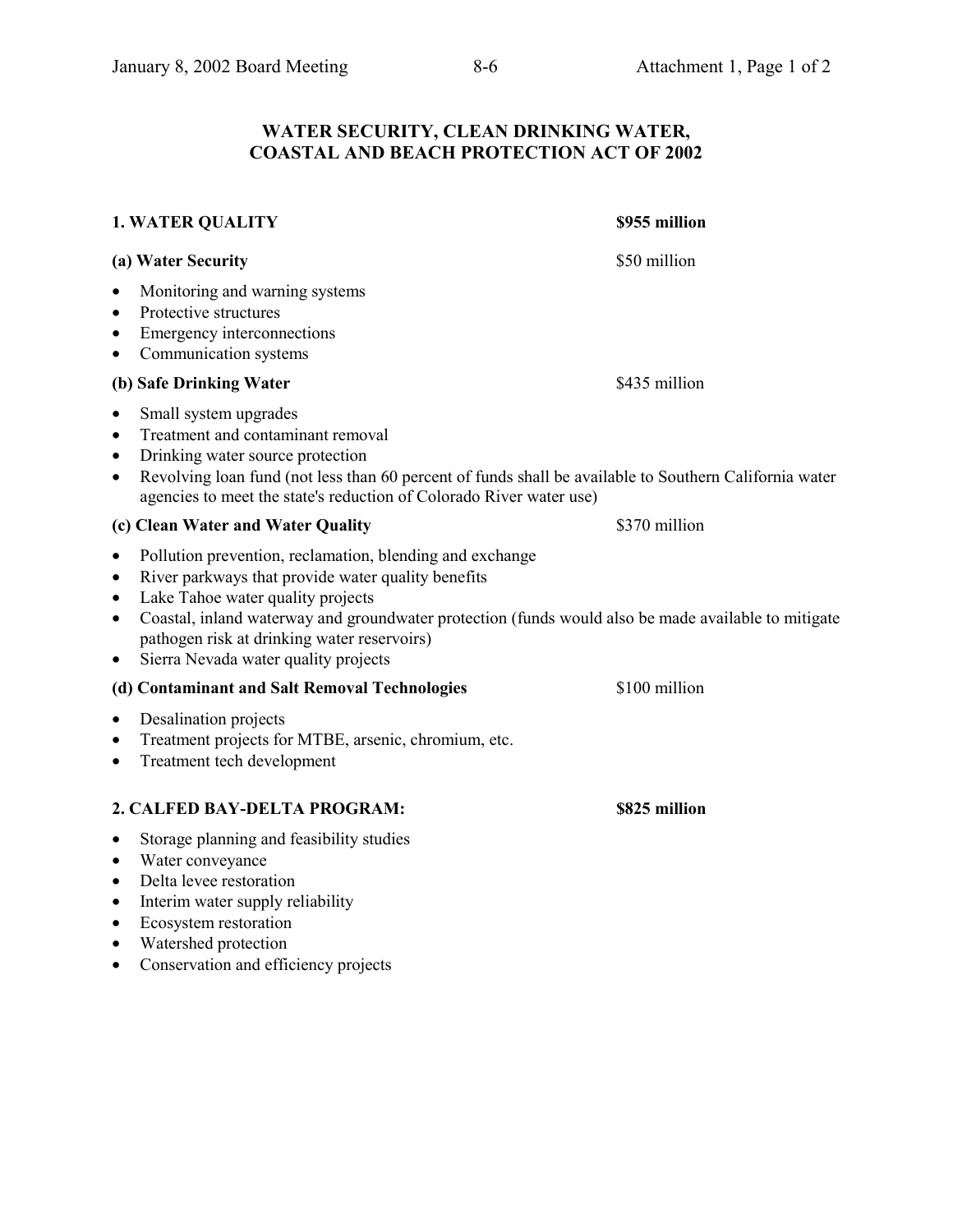# WATER SECURITY, CLEAN DRINKING WATER, COASTAL AND BEACH PROTECTION ACT OF 2002

## 1. WATER QUALITY — $955 million

### (a) Water Security — $50 million

- Monitoring and warning systems
- Protective structures
- Emergency interconnections
- Communication systems

### (b) Safe Drinking Water — $435 million

- Small system upgrades
- Treatment and contaminant removal
- Drinking water source protection
- Revolving loan fund (not less than 60 percent of funds shall be available to Southern California water agencies to meet the state's reduction of Colorado River water use)

### (c) Clean Water and Water Quality — $370 million

- Pollution prevention, reclamation, blending and exchange
- River parkways that provide water quality benefits
- Lake Tahoe water quality projects
- Coastal, inland waterway and groundwater protection (funds would also be made available to mitigate pathogen risk at drinking water reservoirs)
- Sierra Nevada water quality projects

### (d) Contaminant and Salt Removal Technologies — $100 million

- Desalination projects
- Treatment projects for MTBE, arsenic, chromium, etc.
- Treatment tech development

## 2. CALFED BAY-DELTA PROGRAM: — $825 million

- Storage planning and feasibility studies
- Water conveyance
- Delta levee restoration
- Interim water supply reliability
- Ecosystem restoration
- Watershed protection
- Conservation and efficiency projects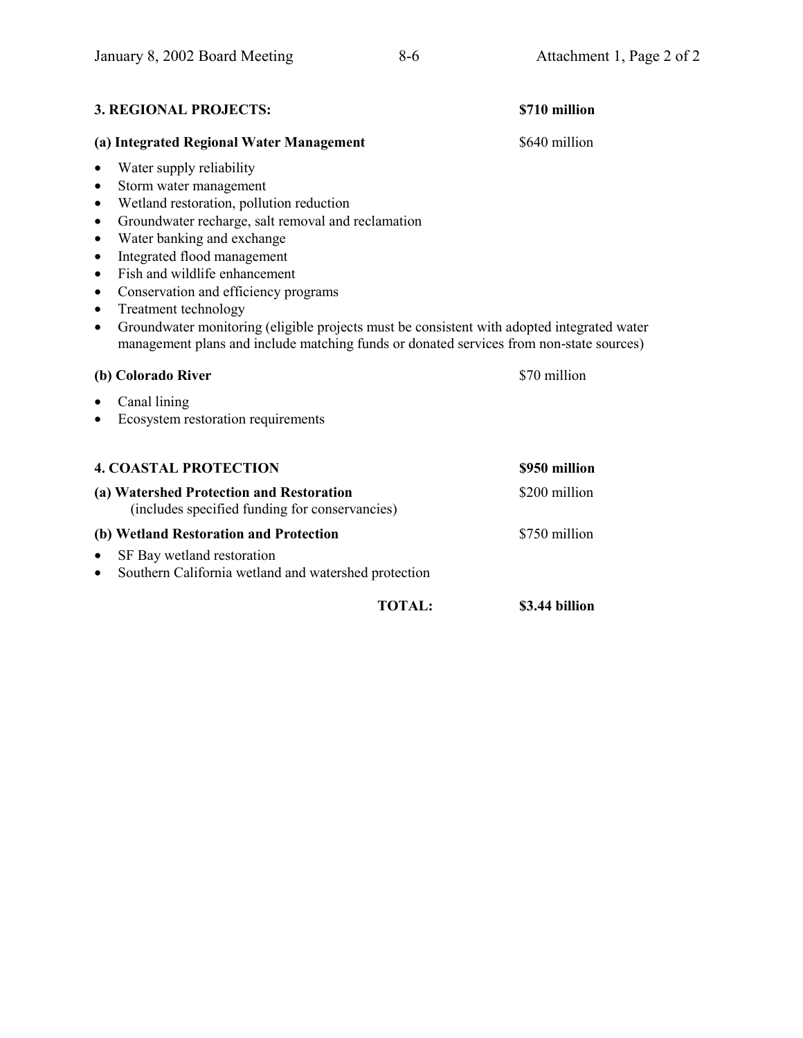**3. REGIONAL PROJECTS:** **$710 million**

**(a) Integrated Regional Water Management** $640 million

- Water supply reliability
- Storm water management
- Wetland restoration, pollution reduction
- Groundwater recharge, salt removal and reclamation
- Water banking and exchange
- Integrated flood management
- Fish and wildlife enhancement
- Conservation and efficiency programs
- Treatment technology
- Groundwater monitoring (eligible projects must be consistent with adopted integrated water management plans and include matching funds or donated services from non-state sources)

**(b) Colorado River** $70 million

- Canal lining
- Ecosystem restoration requirements

**4. COASTAL PROTECTION** **$950 million**

**(a) Watershed Protection and Restoration** $200 million
(includes specified funding for conservancies)

**(b) Wetland Restoration and Protection** $750 million

- SF Bay wetland restoration
- Southern California wetland and watershed protection

**TOTAL:** **$3.44 billion**